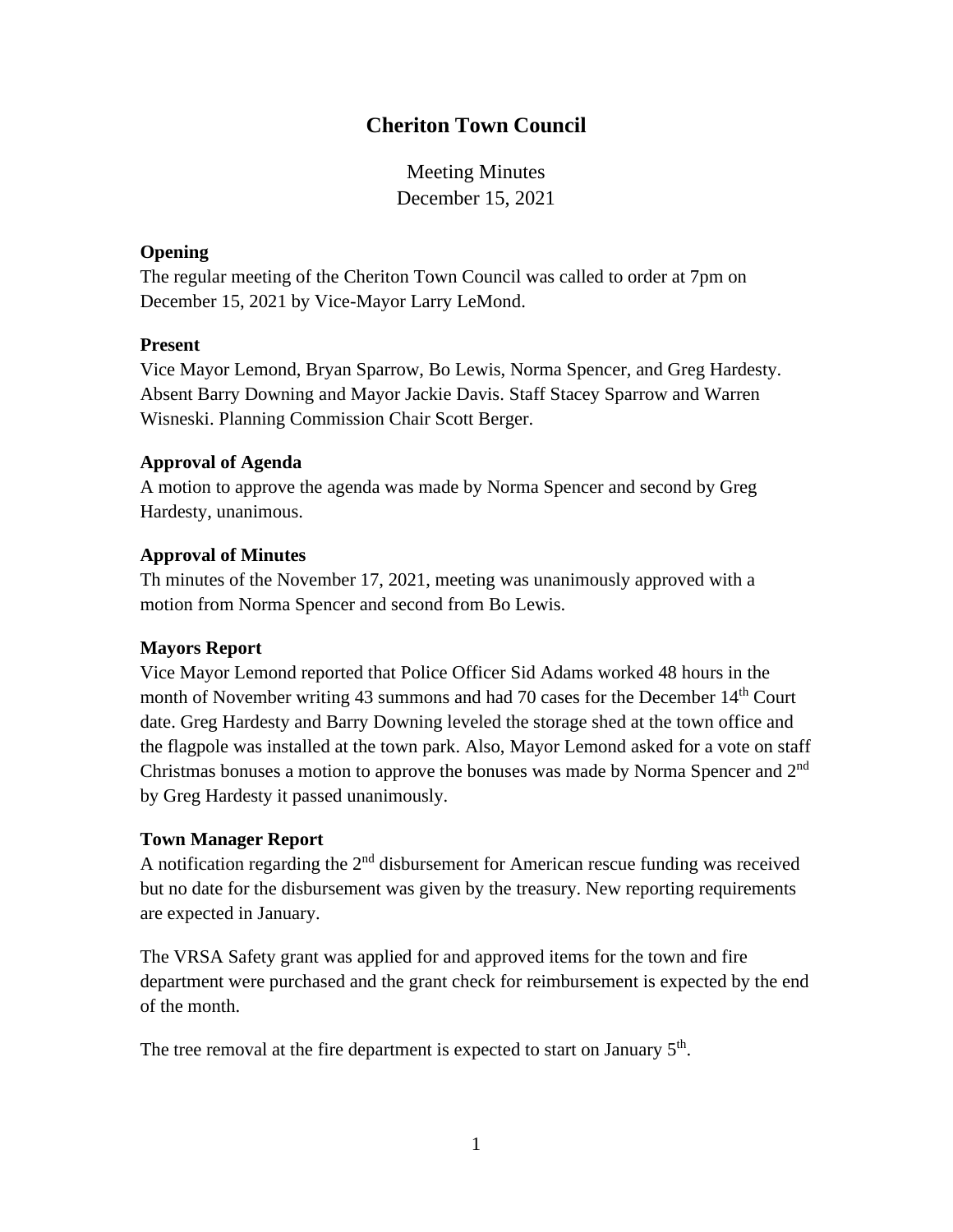# Cheriton Town Council

Meeting Minutes
December 15, 2021

**Opening**
The regular meeting of the Cheriton Town Council was called to order at 7pm on December 15, 2021 by Vice-Mayor Larry LeMond.

**Present**
Vice Mayor Lemond, Bryan Sparrow, Bo Lewis, Norma Spencer, and Greg Hardesty. Absent Barry Downing and Mayor Jackie Davis. Staff Stacey Sparrow and Warren Wisneski. Planning Commission Chair Scott Berger.

**Approval of Agenda**
A motion to approve the agenda was made by Norma Spencer and second by Greg Hardesty, unanimous.

**Approval of Minutes**
Th minutes of the November 17, 2021, meeting was unanimously approved with a motion from Norma Spencer and second from Bo Lewis.

**Mayors Report**
Vice Mayor Lemond reported that Police Officer Sid Adams worked 48 hours in the month of November writing 43 summons and had 70 cases for the December 14th Court date. Greg Hardesty and Barry Downing leveled the storage shed at the town office and the flagpole was installed at the town park. Also, Mayor Lemond asked for a vote on staff Christmas bonuses a motion to approve the bonuses was made by Norma Spencer and 2nd by Greg Hardesty it passed unanimously.

**Town Manager Report**
A notification regarding the 2nd disbursement for American rescue funding was received but no date for the disbursement was given by the treasury. New reporting requirements are expected in January.

The VRSA Safety grant was applied for and approved items for the town and fire department were purchased and the grant check for reimbursement is expected by the end of the month.

The tree removal at the fire department is expected to start on January 5th.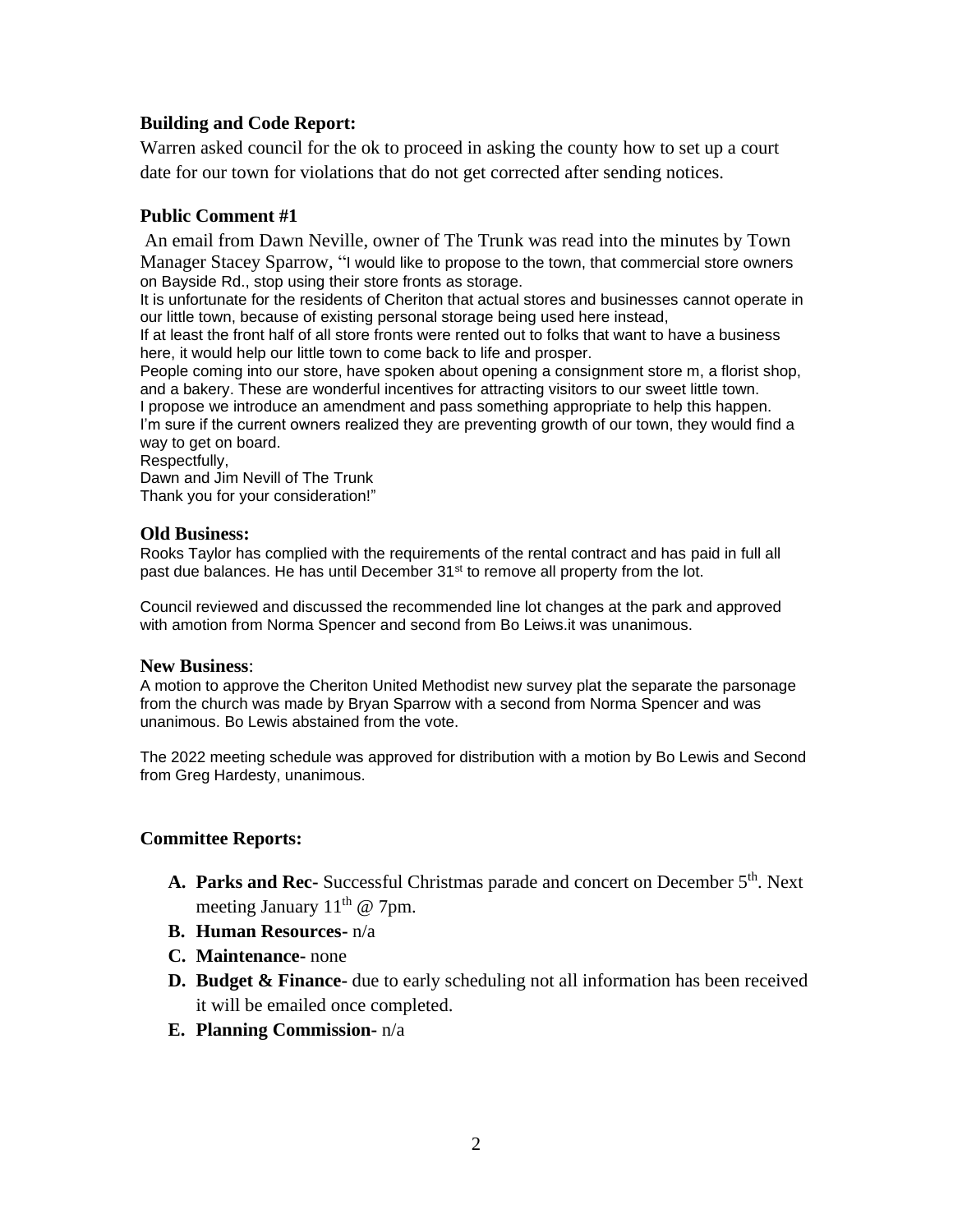### Building and Code Report:

Warren asked council for the ok to proceed in asking the county how to set up a court date for our town for violations that do not get corrected after sending notices.

### Public Comment #1

An email from Dawn Neville, owner of The Trunk was read into the minutes by Town Manager Stacey Sparrow, "I would like to propose to the town, that commercial store owners on Bayside Rd., stop using their store fronts as storage.
It is unfortunate for the residents of Cheriton that actual stores and businesses cannot operate in our little town, because of existing personal storage being used here instead,
If at least the front half of all store fronts were rented out to folks that want to have a business here, it would help our little town to come back to life and prosper.
People coming into our store, have spoken about opening a consignment store m, a florist shop, and a bakery. These are wonderful incentives for attracting visitors to our sweet little town.
I propose we introduce an amendment and pass something appropriate to help this happen.
I'm sure if the current owners realized they are preventing growth of our town, they would find a way to get on board.
Respectfully,
Dawn and Jim Nevill of The Trunk
Thank you for your consideration!"

### Old Business:

Rooks Taylor has complied with the requirements of the rental contract and has paid in full all past due balances. He has until December 31st to remove all property from the lot.

Council reviewed and discussed the recommended line lot changes at the park and approved with amotion from Norma Spencer and second from Bo Leiws.it was unanimous.

### New Business:

A motion to approve the Cheriton United Methodist new survey plat the separate the parsonage from the church was made by Bryan Sparrow with a second from Norma Spencer and was unanimous. Bo Lewis abstained from the vote.

The 2022 meeting schedule was approved for distribution with a motion by Bo Lewis and Second from Greg Hardesty, unanimous.

### Committee Reports:

A. **Parks and Rec-** Successful Christmas parade and concert on December 5th. Next meeting January 11th @ 7pm.
B. **Human Resources-** n/a
C. **Maintenance-** none
D. **Budget & Finance-** due to early scheduling not all information has been received it will be emailed once completed.
E. **Planning Commission-** n/a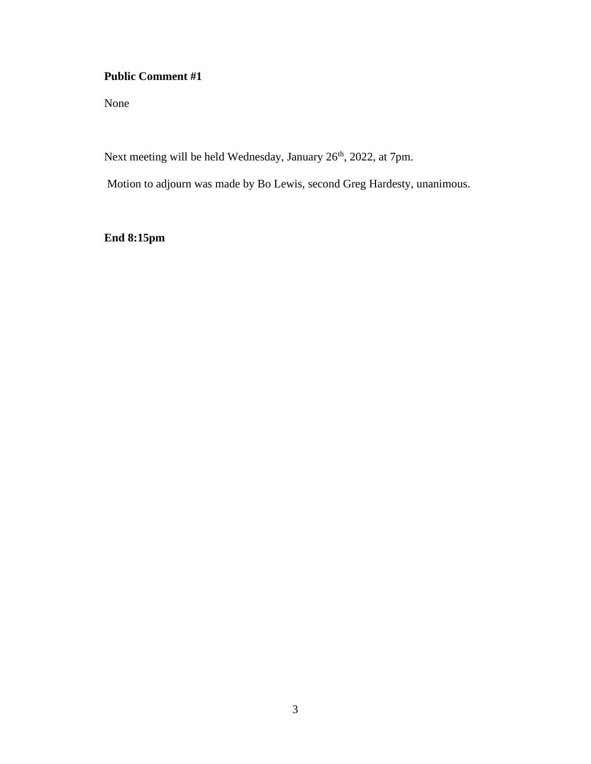**Public Comment #1**

None

Next meeting will be held Wednesday, January 26th, 2022, at 7pm.

Motion to adjourn was made by Bo Lewis, second Greg Hardesty, unanimous.

**End 8:15pm**